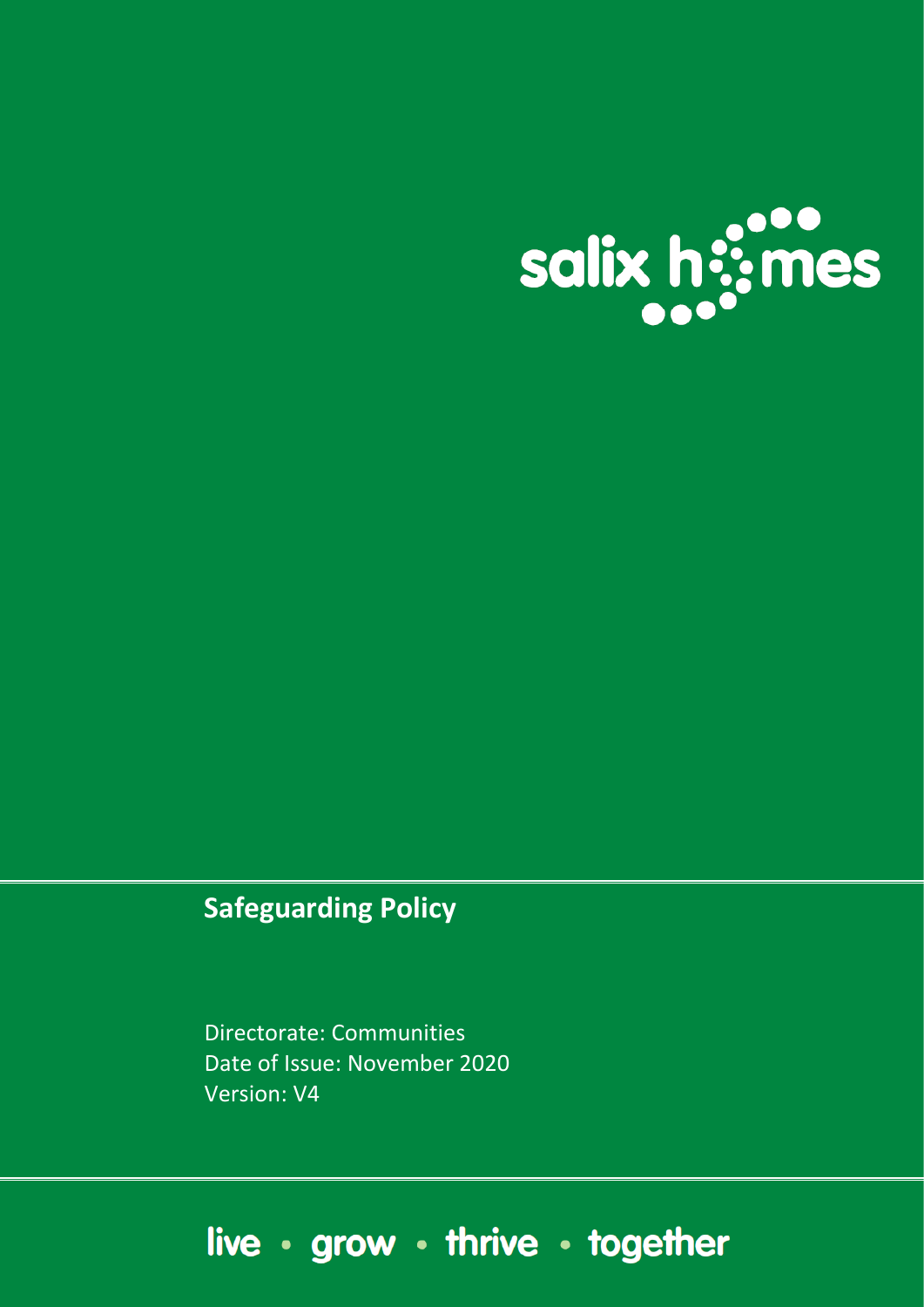salix homes

# Safeguarding Policy

Directorate: Communities
Date of Issue: November 2020
Version: V4

live • grow • thrive • together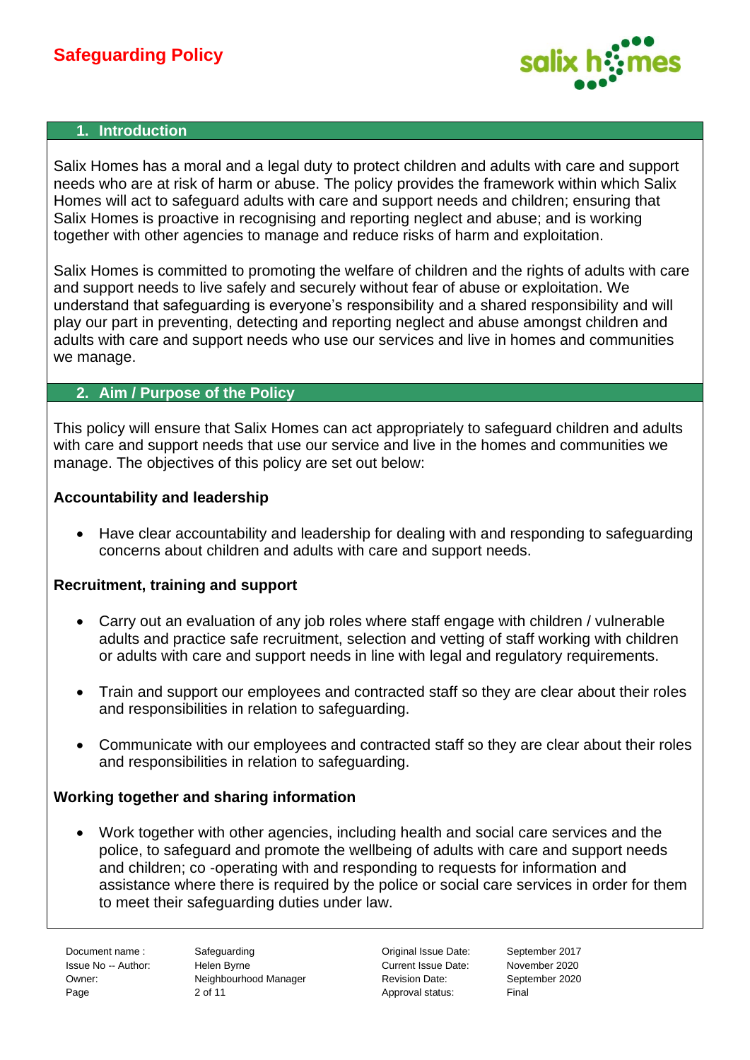## 1. Introduction

Salix Homes has a moral and a legal duty to protect children and adults with care and support needs who are at risk of harm or abuse. The policy provides the framework within which Salix Homes will act to safeguard adults with care and support needs and children; ensuring that Salix Homes is proactive in recognising and reporting neglect and abuse; and is working together with other agencies to manage and reduce risks of harm and exploitation.

Salix Homes is committed to promoting the welfare of children and the rights of adults with care and support needs to live safely and securely without fear of abuse or exploitation. We understand that safeguarding is everyone's responsibility and a shared responsibility and will play our part in preventing, detecting and reporting neglect and abuse amongst children and adults with care and support needs who use our services and live in homes and communities we manage.

## 2. Aim / Purpose of the Policy

This policy will ensure that Salix Homes can act appropriately to safeguard children and adults with care and support needs that use our service and live in the homes and communities we manage. The objectives of this policy are set out below:

**Accountability and leadership**

- Have clear accountability and leadership for dealing with and responding to safeguarding concerns about children and adults with care and support needs.

**Recruitment, training and support**

- Carry out an evaluation of any job roles where staff engage with children / vulnerable adults and practice safe recruitment, selection and vetting of staff working with children or adults with care and support needs in line with legal and regulatory requirements.
- Train and support our employees and contracted staff so they are clear about their roles and responsibilities in relation to safeguarding.
- Communicate with our employees and contracted staff so they are clear about their roles and responsibilities in relation to safeguarding.

**Working together and sharing information**

- Work together with other agencies, including health and social care services and the police, to safeguard and promote the wellbeing of adults with care and support needs and children; co -operating with and responding to requests for information and assistance where there is required by the police or social care services in order for them to meet their safeguarding duties under law.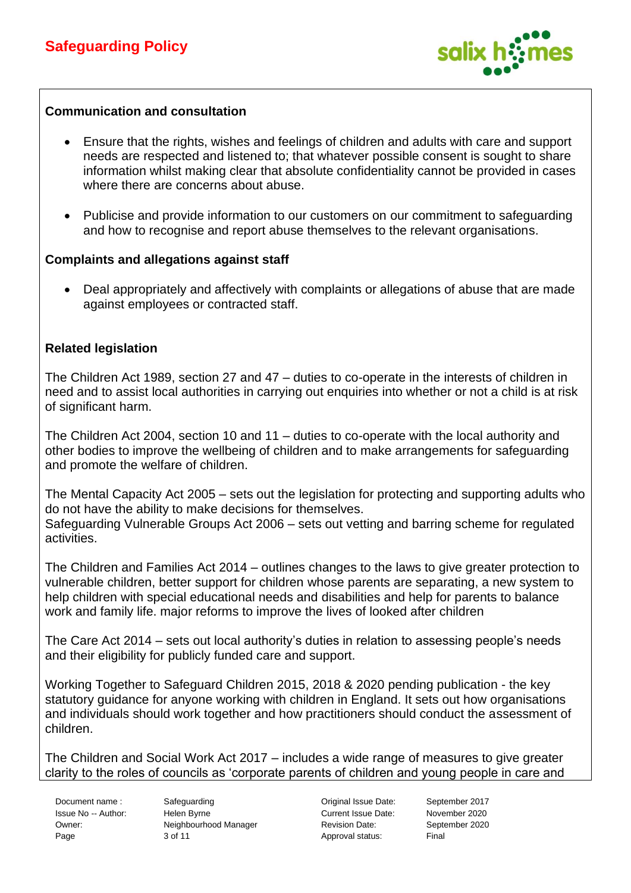**Communication and consultation**

- Ensure that the rights, wishes and feelings of children and adults with care and support needs are respected and listened to; that whatever possible consent is sought to share information whilst making clear that absolute confidentiality cannot be provided in cases where there are concerns about abuse.

- Publicise and provide information to our customers on our commitment to safeguarding and how to recognise and report abuse themselves to the relevant organisations.

**Complaints and allegations against staff**

- Deal appropriately and affectively with complaints or allegations of abuse that are made against employees or contracted staff.

**Related legislation**

The Children Act 1989, section 27 and 47 – duties to co-operate in the interests of children in need and to assist local authorities in carrying out enquiries into whether or not a child is at risk of significant harm.

The Children Act 2004, section 10 and 11 – duties to co-operate with the local authority and other bodies to improve the wellbeing of children and to make arrangements for safeguarding and promote the welfare of children.

The Mental Capacity Act 2005 – sets out the legislation for protecting and supporting adults who do not have the ability to make decisions for themselves.
Safeguarding Vulnerable Groups Act 2006 – sets out vetting and barring scheme for regulated activities.

The Children and Families Act 2014 – outlines changes to the laws to give greater protection to vulnerable children, better support for children whose parents are separating, a new system to help children with special educational needs and disabilities and help for parents to balance work and family life. major reforms to improve the lives of looked after children

The Care Act 2014 – sets out local authority's duties in relation to assessing people's needs and their eligibility for publicly funded care and support.

Working Together to Safeguard Children 2015, 2018 & 2020 pending publication - the key statutory guidance for anyone working with children in England. It sets out how organisations and individuals should work together and how practitioners should conduct the assessment of children.

The Children and Social Work Act 2017 – includes a wide range of measures to give greater clarity to the roles of councils as 'corporate parents of children and young people in care and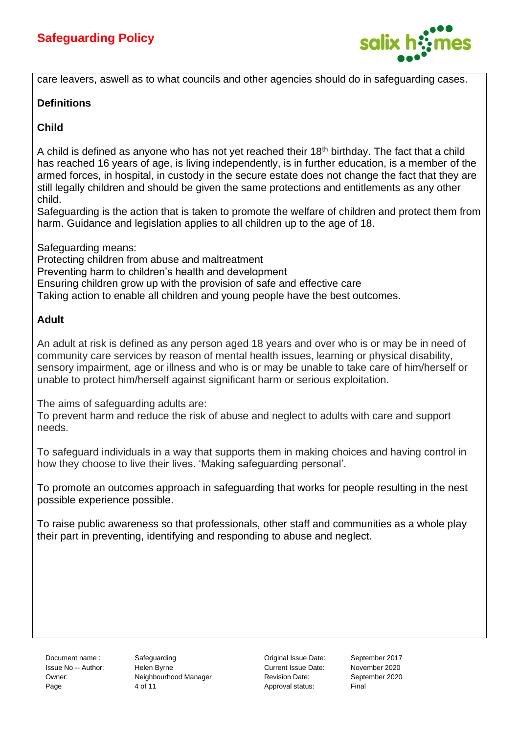care leavers, aswell as to what councils and other agencies should do in safeguarding cases.

**Definitions**

**Child**

A child is defined as anyone who has not yet reached their 18th birthday. The fact that a child has reached 16 years of age, is living independently, is in further education, is a member of the armed forces, in hospital, in custody in the secure estate does not change the fact that they are still legally children and should be given the same protections and entitlements as any other child.
Safeguarding is the action that is taken to promote the welfare of children and protect them from harm. Guidance and legislation applies to all children up to the age of 18.

Safeguarding means:
Protecting children from abuse and maltreatment
Preventing harm to children's health and development
Ensuring children grow up with the provision of safe and effective care
Taking action to enable all children and young people have the best outcomes.

**Adult**

An adult at risk is defined as any person aged 18 years and over who is or may be in need of community care services by reason of mental health issues, learning or physical disability, sensory impairment, age or illness and who is or may be unable to take care of him/herself or unable to protect him/herself against significant harm or serious exploitation.

The aims of safeguarding adults are:
To prevent harm and reduce the risk of abuse and neglect to adults with care and support needs.

To safeguard individuals in a way that supports them in making choices and having control in how they choose to live their lives. 'Making safeguarding personal'.

To promote an outcomes approach in safeguarding that works for people resulting in the nest possible experience possible.

To raise public awareness so that professionals, other staff and communities as a whole play their part in preventing, identifying and responding to abuse and neglect.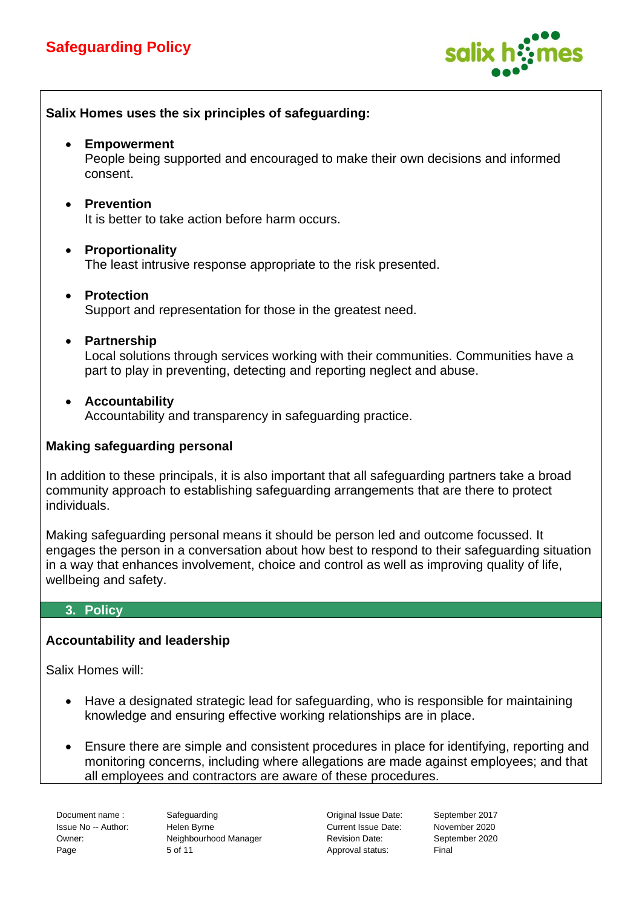**Salix Homes uses the six principles of safeguarding:**

- **Empowerment**
  People being supported and encouraged to make their own decisions and informed consent.

- **Prevention**
  It is better to take action before harm occurs.

- **Proportionality**
  The least intrusive response appropriate to the risk presented.

- **Protection**
  Support and representation for those in the greatest need.

- **Partnership**
  Local solutions through services working with their communities. Communities have a part to play in preventing, detecting and reporting neglect and abuse.

- **Accountability**
  Accountability and transparency in safeguarding practice.

**Making safeguarding personal**

In addition to these principals, it is also important that all safeguarding partners take a broad community approach to establishing safeguarding arrangements that are there to protect individuals.

Making safeguarding personal means it should be person led and outcome focussed. It engages the person in a conversation about how best to respond to their safeguarding situation in a way that enhances involvement, choice and control as well as improving quality of life, wellbeing and safety.

## 3. Policy

**Accountability and leadership**

Salix Homes will:

- Have a designated strategic lead for safeguarding, who is responsible for maintaining knowledge and ensuring effective working relationships are in place.
- Ensure there are simple and consistent procedures in place for identifying, reporting and monitoring concerns, including where allegations are made against employees; and that all employees and contractors are aware of these procedures.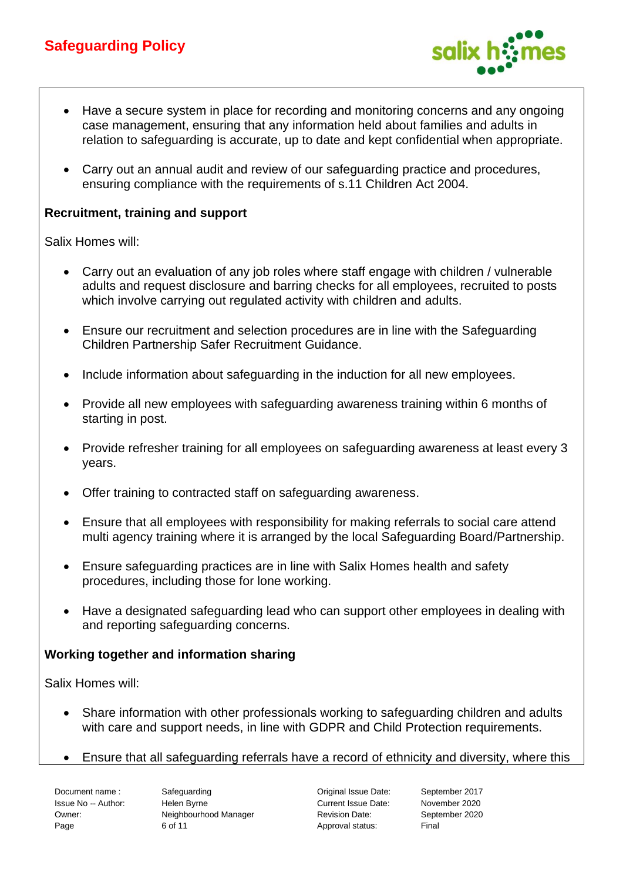- Have a secure system in place for recording and monitoring concerns and any ongoing case management, ensuring that any information held about families and adults in relation to safeguarding is accurate, up to date and kept confidential when appropriate.

- Carry out an annual audit and review of our safeguarding practice and procedures, ensuring compliance with the requirements of s.11 Children Act 2004.

**Recruitment, training and support**

Salix Homes will:

- Carry out an evaluation of any job roles where staff engage with children / vulnerable adults and request disclosure and barring checks for all employees, recruited to posts which involve carrying out regulated activity with children and adults.

- Ensure our recruitment and selection procedures are in line with the Safeguarding Children Partnership Safer Recruitment Guidance.

- Include information about safeguarding in the induction for all new employees.

- Provide all new employees with safeguarding awareness training within 6 months of starting in post.

- Provide refresher training for all employees on safeguarding awareness at least every 3 years.

- Offer training to contracted staff on safeguarding awareness.

- Ensure that all employees with responsibility for making referrals to social care attend multi agency training where it is arranged by the local Safeguarding Board/Partnership.

- Ensure safeguarding practices are in line with Salix Homes health and safety procedures, including those for lone working.

- Have a designated safeguarding lead who can support other employees in dealing with and reporting safeguarding concerns.

**Working together and information sharing**

Salix Homes will:

- Share information with other professionals working to safeguarding children and adults with care and support needs, in line with GDPR and Child Protection requirements.

- Ensure that all safeguarding referrals have a record of ethnicity and diversity, where this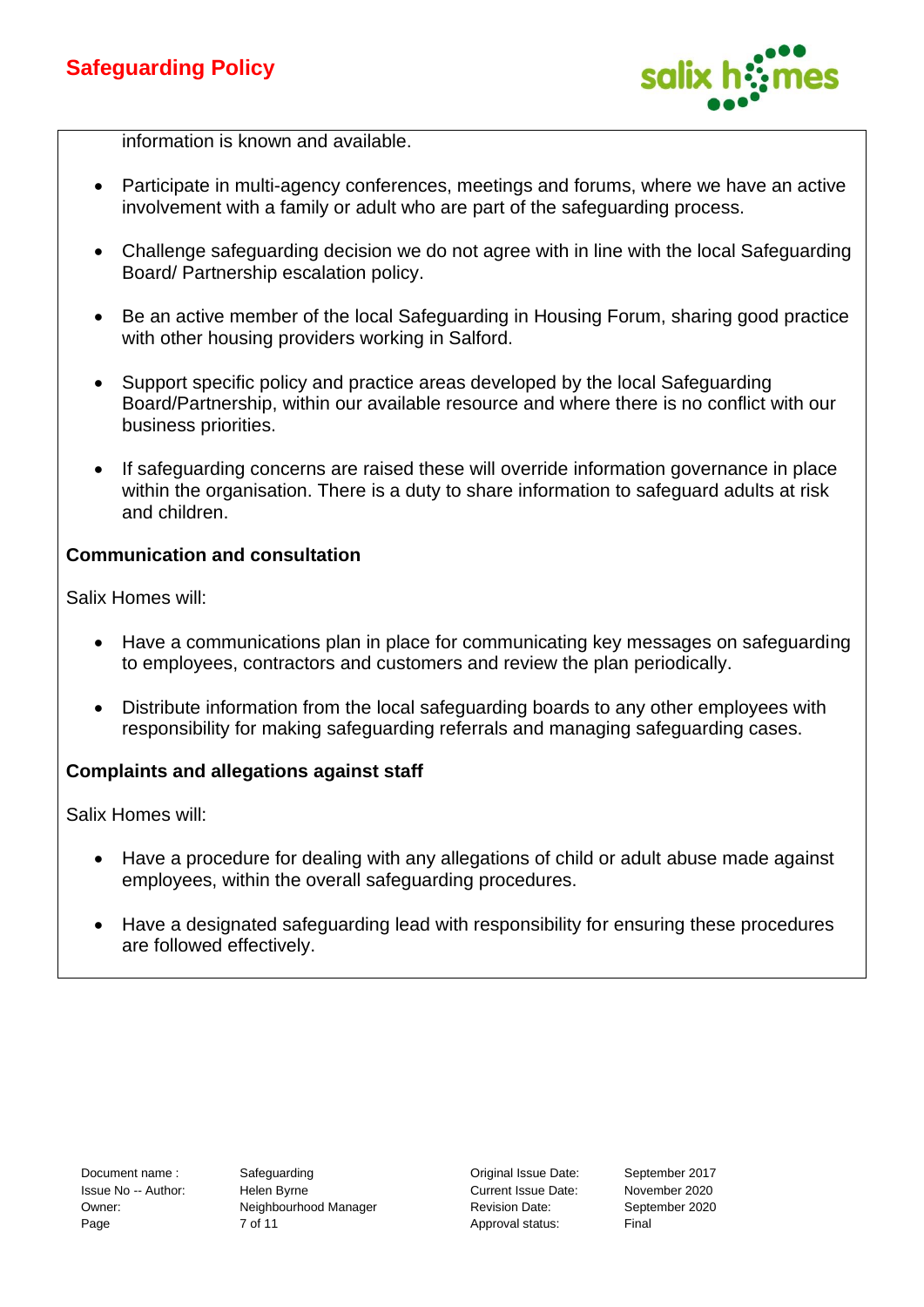information is known and available.

- Participate in multi-agency conferences, meetings and forums, where we have an active involvement with a family or adult who are part of the safeguarding process.
- Challenge safeguarding decision we do not agree with in line with the local Safeguarding Board/ Partnership escalation policy.
- Be an active member of the local Safeguarding in Housing Forum, sharing good practice with other housing providers working in Salford.
- Support specific policy and practice areas developed by the local Safeguarding Board/Partnership, within our available resource and where there is no conflict with our business priorities.
- If safeguarding concerns are raised these will override information governance in place within the organisation. There is a duty to share information to safeguard adults at risk and children.

**Communication and consultation**

Salix Homes will:

- Have a communications plan in place for communicating key messages on safeguarding to employees, contractors and customers and review the plan periodically.
- Distribute information from the local safeguarding boards to any other employees with responsibility for making safeguarding referrals and managing safeguarding cases.

**Complaints and allegations against staff**

Salix Homes will:

- Have a procedure for dealing with any allegations of child or adult abuse made against employees, within the overall safeguarding procedures.
- Have a designated safeguarding lead with responsibility for ensuring these procedures are followed effectively.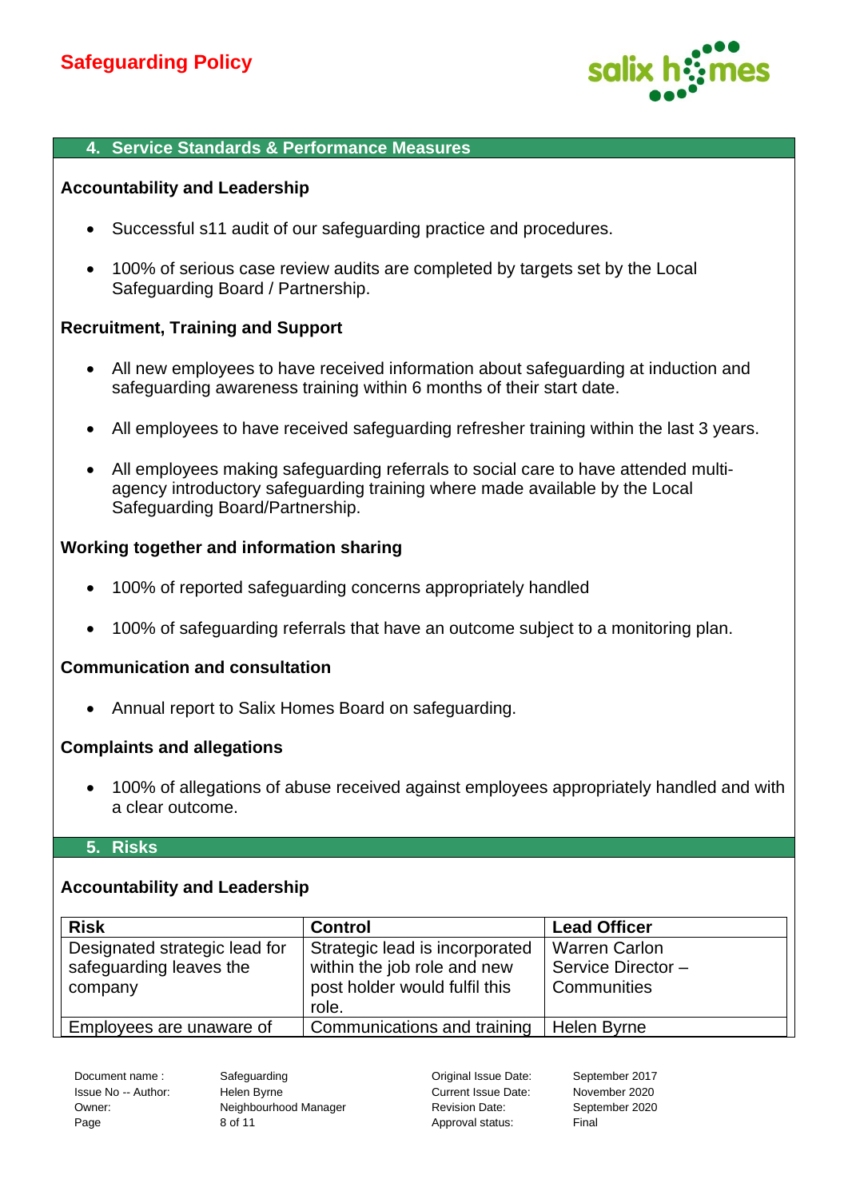## 4. Service Standards & Performance Measures

### Accountability and Leadership

- Successful s11 audit of our safeguarding practice and procedures.
- 100% of serious case review audits are completed by targets set by the Local Safeguarding Board / Partnership.

### Recruitment, Training and Support

- All new employees to have received information about safeguarding at induction and safeguarding awareness training within 6 months of their start date.
- All employees to have received safeguarding refresher training within the last 3 years.
- All employees making safeguarding referrals to social care to have attended multi-agency introductory safeguarding training where made available by the Local Safeguarding Board/Partnership.

### Working together and information sharing

- 100% of reported safeguarding concerns appropriately handled
- 100% of safeguarding referrals that have an outcome subject to a monitoring plan.

### Communication and consultation

- Annual report to Salix Homes Board on safeguarding.

### Complaints and allegations

- 100% of allegations of abuse received against employees appropriately handled and with a clear outcome.

## 5. Risks

### Accountability and Leadership

| Risk | Control | Lead Officer |
|---|---|---|
| Designated strategic lead for safeguarding leaves the company | Strategic lead is incorporated within the job role and new post holder would fulfil this role. | Warren Carlon Service Director – Communities |
| Employees are unaware of | Communications and training | Helen Byrne |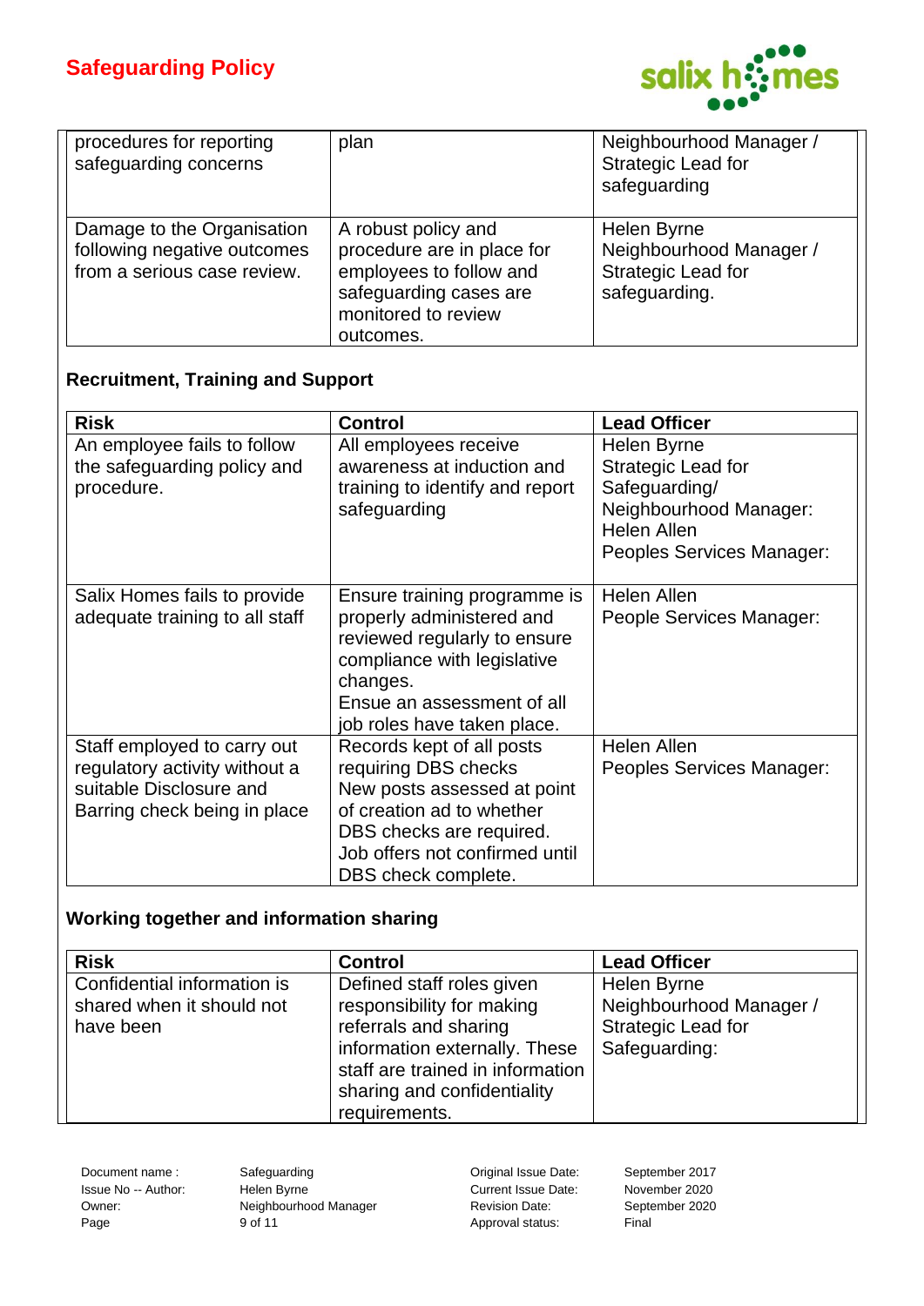| | | |
|---|---|---|
| procedures for reporting safeguarding concerns | plan | Neighbourhood Manager / Strategic Lead for safeguarding |
| Damage to the Organisation following negative outcomes from a serious case review. | A robust policy and procedure are in place for employees to follow and safeguarding cases are monitored to review outcomes. | Helen Byrne Neighbourhood Manager / Strategic Lead for safeguarding. |

### Recruitment, Training and Support

| Risk | Control | Lead Officer |
|---|---|---|
| An employee fails to follow the safeguarding policy and procedure. | All employees receive awareness at induction and training to identify and report safeguarding | Helen Byrne Strategic Lead for Safeguarding/ Neighbourhood Manager: Helen Allen Peoples Services Manager: |
| Salix Homes fails to provide adequate training to all staff | Ensure training programme is properly administered and reviewed regularly to ensure compliance with legislative changes. Ensue an assessment of all job roles have taken place. | Helen Allen People Services Manager: |
| Staff employed to carry out regulatory activity without a suitable Disclosure and Barring check being in place | Records kept of all posts requiring DBS checks New posts assessed at point of creation ad to whether DBS checks are required. Job offers not confirmed until DBS check complete. | Helen Allen Peoples Services Manager: |

### Working together and information sharing

| Risk | Control | Lead Officer |
|---|---|---|
| Confidential information is shared when it should not have been | Defined staff roles given responsibility for making referrals and sharing information externally. These staff are trained in information sharing and confidentiality requirements. | Helen Byrne Neighbourhood Manager / Strategic Lead for Safeguarding: |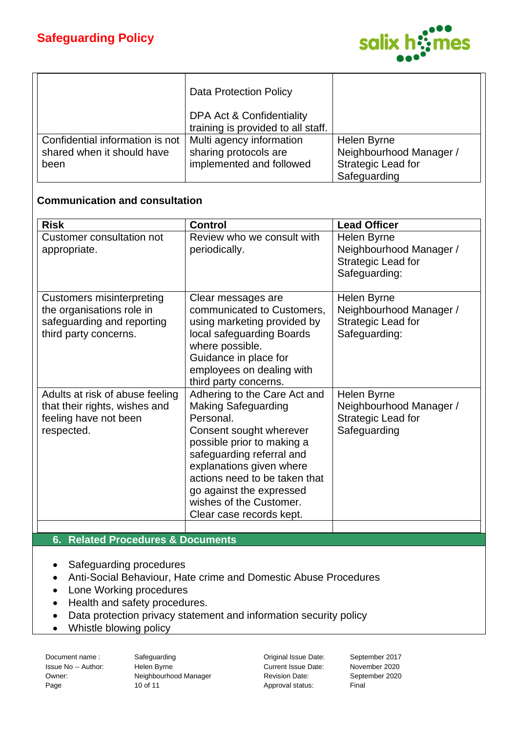| | | |
|---|---|---|
| | Data Protection Policy<br><br>DPA Act & Confidentiality training is provided to all staff. | |
| Confidential information is not shared when it should have been | Multi agency information sharing protocols are implemented and followed | Helen Byrne Neighbourhood Manager / Strategic Lead for Safeguarding |

**Communication and consultation**

| Risk | Control | Lead Officer |
|---|---|---|
| Customer consultation not appropriate. | Review who we consult with periodically. | Helen Byrne Neighbourhood Manager / Strategic Lead for Safeguarding: |
| Customers misinterpreting the organisations role in safeguarding and reporting third party concerns. | Clear messages are communicated to Customers, using marketing provided by local safeguarding Boards where possible.<br>Guidance in place for employees on dealing with third party concerns. | Helen Byrne Neighbourhood Manager / Strategic Lead for Safeguarding: |
| Adults at risk of abuse feeling that their rights, wishes and feeling have not been respected. | Adhering to the Care Act and Making Safeguarding Personal.<br>Consent sought wherever possible prior to making a safeguarding referral and explanations given where actions need to be taken that go against the expressed wishes of the Customer.<br>Clear case records kept. | Helen Byrne Neighbourhood Manager / Strategic Lead for Safeguarding |
| | | |

## 6. Related Procedures & Documents

- Safeguarding procedures
- Anti-Social Behaviour, Hate crime and Domestic Abuse Procedures
- Lone Working procedures
- Health and safety procedures.
- Data protection privacy statement and information security policy
- Whistle blowing policy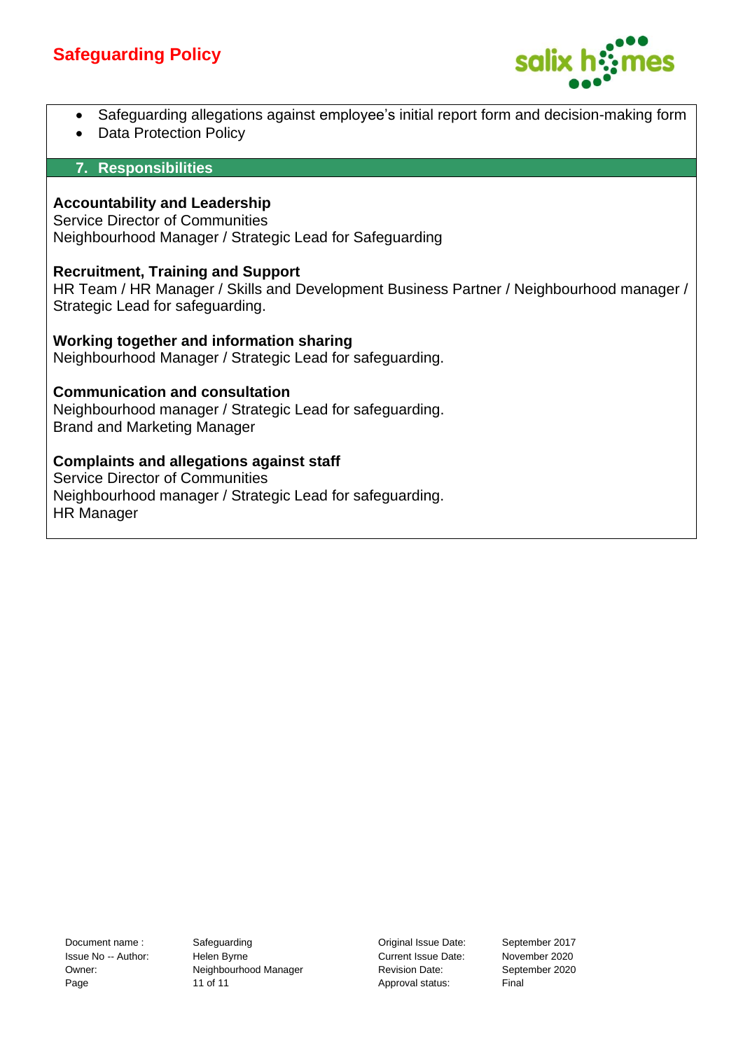- Safeguarding allegations against employee's initial report form and decision-making form
- Data Protection Policy

## 7. Responsibilities

**Accountability and Leadership**
Service Director of Communities
Neighbourhood Manager / Strategic Lead for Safeguarding

**Recruitment, Training and Support**
HR Team / HR Manager / Skills and Development Business Partner / Neighbourhood manager / Strategic Lead for safeguarding.

**Working together and information sharing**
Neighbourhood Manager / Strategic Lead for safeguarding.

**Communication and consultation**
Neighbourhood manager / Strategic Lead for safeguarding.
Brand and Marketing Manager

**Complaints and allegations against staff**
Service Director of Communities
Neighbourhood manager / Strategic Lead for safeguarding.
HR Manager